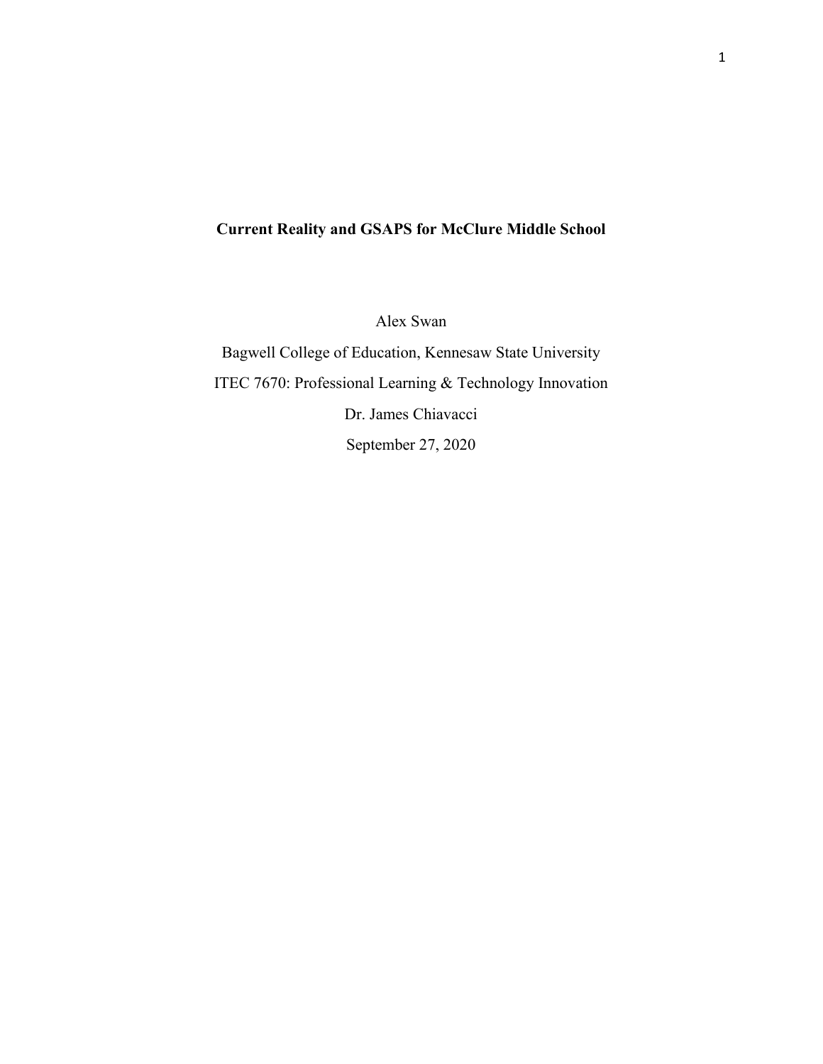# Current Reality and GSAPS for McClure Middle School

Alex Swan

Bagwell College of Education, Kennesaw State University

ITEC 7670: Professional Learning & Technology Innovation

Dr. James Chiavacci

September 27, 2020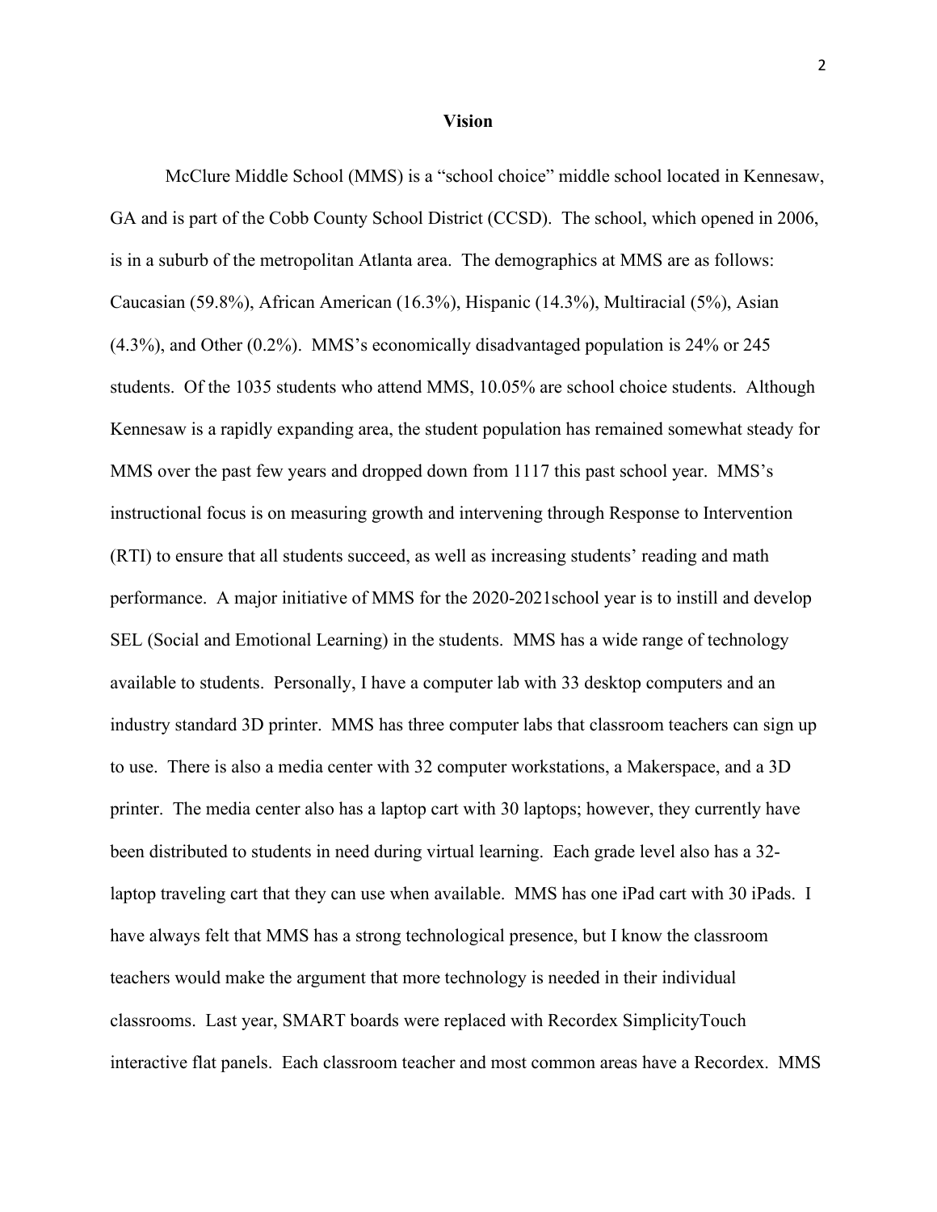## Vision

McClure Middle School (MMS) is a "school choice" middle school located in Kennesaw, GA and is part of the Cobb County School District (CCSD). The school, which opened in 2006, is in a suburb of the metropolitan Atlanta area. The demographics at MMS are as follows: Caucasian (59.8%), African American (16.3%), Hispanic (14.3%), Multiracial (5%), Asian (4.3%), and Other (0.2%). MMS's economically disadvantaged population is 24% or 245 students. Of the 1035 students who attend MMS, 10.05% are school choice students. Although Kennesaw is a rapidly expanding area, the student population has remained somewhat steady for MMS over the past few years and dropped down from 1117 this past school year. MMS's instructional focus is on measuring growth and intervening through Response to Intervention (RTI) to ensure that all students succeed, as well as increasing students' reading and math performance. A major initiative of MMS for the 2020-2021school year is to instill and develop SEL (Social and Emotional Learning) in the students. MMS has a wide range of technology available to students. Personally, I have a computer lab with 33 desktop computers and an industry standard 3D printer. MMS has three computer labs that classroom teachers can sign up to use. There is also a media center with 32 computer workstations, a Makerspace, and a 3D printer. The media center also has a laptop cart with 30 laptops; however, they currently have been distributed to students in need during virtual learning. Each grade level also has a 32-laptop traveling cart that they can use when available. MMS has one iPad cart with 30 iPads. I have always felt that MMS has a strong technological presence, but I know the classroom teachers would make the argument that more technology is needed in their individual classrooms. Last year, SMART boards were replaced with Recordex SimplicityTouch interactive flat panels. Each classroom teacher and most common areas have a Recordex. MMS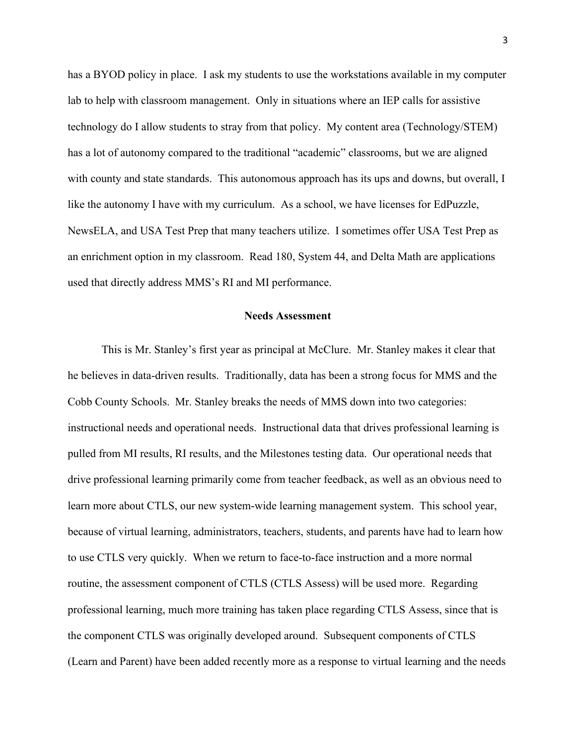has a BYOD policy in place. I ask my students to use the workstations available in my computer lab to help with classroom management. Only in situations where an IEP calls for assistive technology do I allow students to stray from that policy. My content area (Technology/STEM) has a lot of autonomy compared to the traditional "academic" classrooms, but we are aligned with county and state standards. This autonomous approach has its ups and downs, but overall, I like the autonomy I have with my curriculum. As a school, we have licenses for EdPuzzle, NewsELA, and USA Test Prep that many teachers utilize. I sometimes offer USA Test Prep as an enrichment option in my classroom. Read 180, System 44, and Delta Math are applications used that directly address MMS's RI and MI performance.

## Needs Assessment

This is Mr. Stanley's first year as principal at McClure. Mr. Stanley makes it clear that he believes in data-driven results. Traditionally, data has been a strong focus for MMS and the Cobb County Schools. Mr. Stanley breaks the needs of MMS down into two categories: instructional needs and operational needs. Instructional data that drives professional learning is pulled from MI results, RI results, and the Milestones testing data. Our operational needs that drive professional learning primarily come from teacher feedback, as well as an obvious need to learn more about CTLS, our new system-wide learning management system. This school year, because of virtual learning, administrators, teachers, students, and parents have had to learn how to use CTLS very quickly. When we return to face-to-face instruction and a more normal routine, the assessment component of CTLS (CTLS Assess) will be used more. Regarding professional learning, much more training has taken place regarding CTLS Assess, since that is the component CTLS was originally developed around. Subsequent components of CTLS (Learn and Parent) have been added recently more as a response to virtual learning and the needs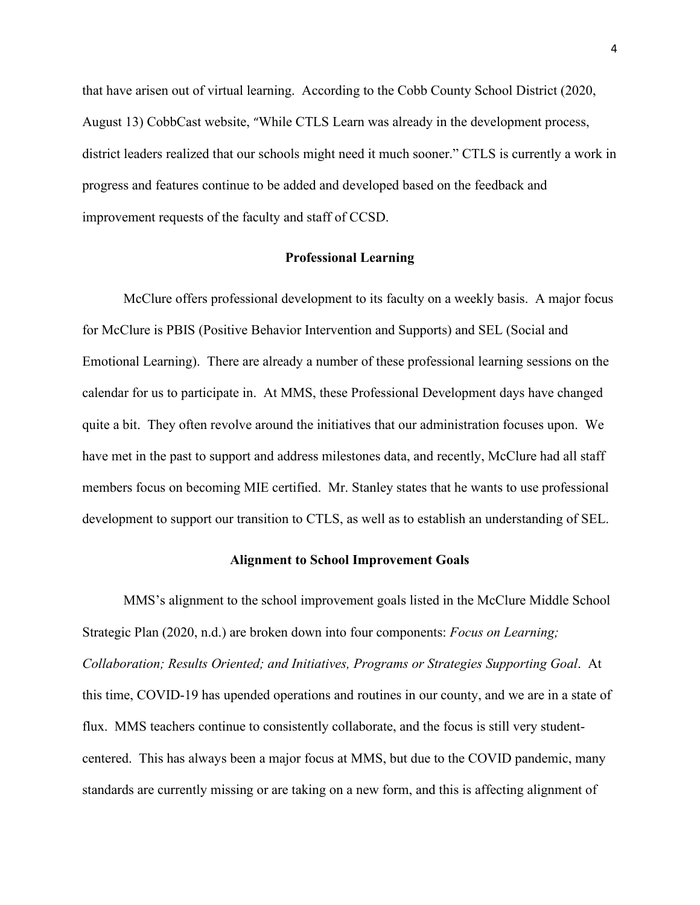that have arisen out of virtual learning. According to the Cobb County School District (2020, August 13) CobbCast website, "While CTLS Learn was already in the development process, district leaders realized that our schools might need it much sooner." CTLS is currently a work in progress and features continue to be added and developed based on the feedback and improvement requests of the faculty and staff of CCSD.

## Professional Learning

McClure offers professional development to its faculty on a weekly basis. A major focus for McClure is PBIS (Positive Behavior Intervention and Supports) and SEL (Social and Emotional Learning). There are already a number of these professional learning sessions on the calendar for us to participate in. At MMS, these Professional Development days have changed quite a bit. They often revolve around the initiatives that our administration focuses upon. We have met in the past to support and address milestones data, and recently, McClure had all staff members focus on becoming MIE certified. Mr. Stanley states that he wants to use professional development to support our transition to CTLS, as well as to establish an understanding of SEL.

## Alignment to School Improvement Goals

MMS's alignment to the school improvement goals listed in the McClure Middle School Strategic Plan (2020, n.d.) are broken down into four components: *Focus on Learning; Collaboration; Results Oriented; and Initiatives, Programs or Strategies Supporting Goal*. At this time, COVID-19 has upended operations and routines in our county, and we are in a state of flux. MMS teachers continue to consistently collaborate, and the focus is still very student-centered. This has always been a major focus at MMS, but due to the COVID pandemic, many standards are currently missing or are taking on a new form, and this is affecting alignment of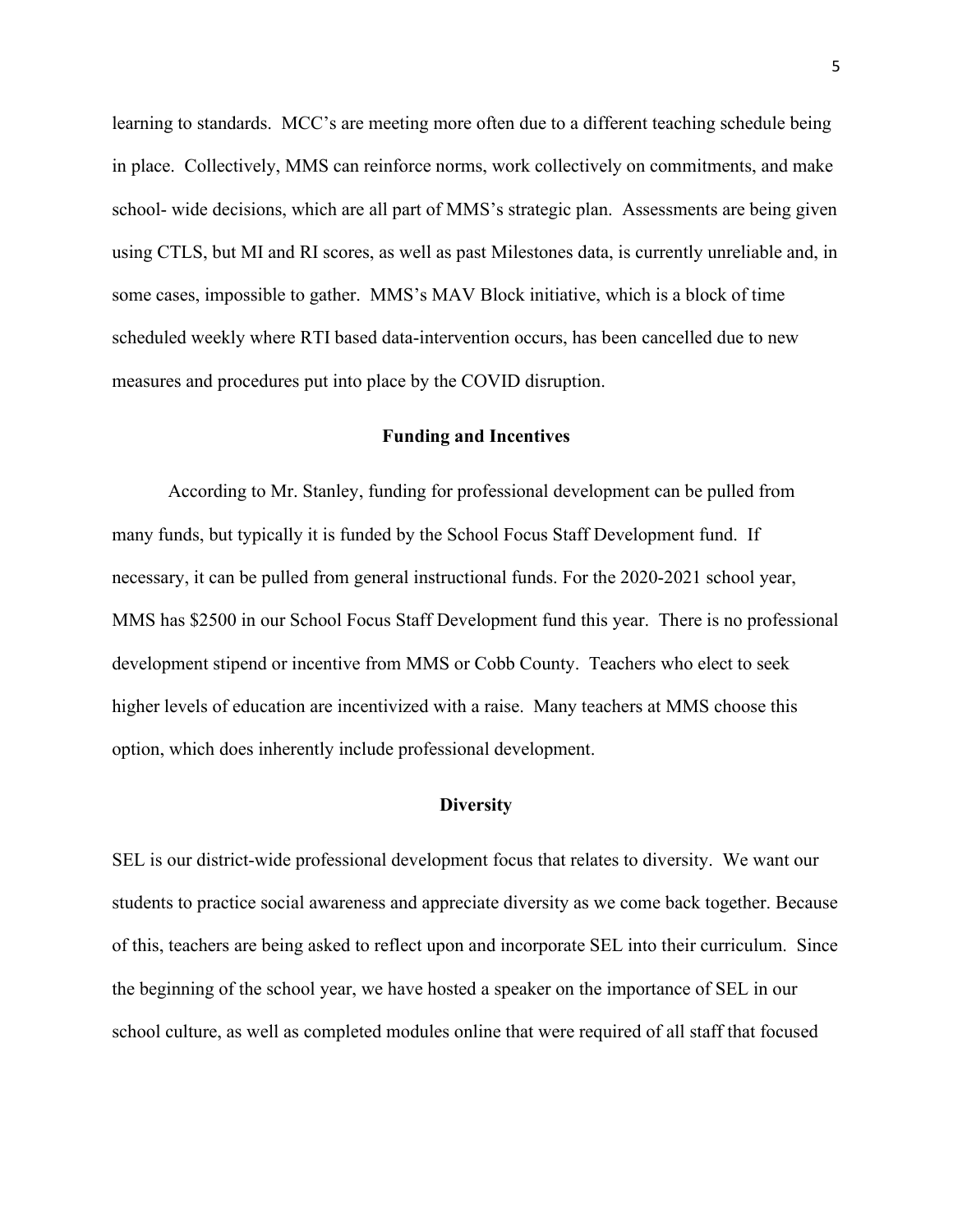learning to standards. MCC's are meeting more often due to a different teaching schedule being in place. Collectively, MMS can reinforce norms, work collectively on commitments, and make school- wide decisions, which are all part of MMS's strategic plan. Assessments are being given using CTLS, but MI and RI scores, as well as past Milestones data, is currently unreliable and, in some cases, impossible to gather. MMS's MAV Block initiative, which is a block of time scheduled weekly where RTI based data-intervention occurs, has been cancelled due to new measures and procedures put into place by the COVID disruption.

## Funding and Incentives

According to Mr. Stanley, funding for professional development can be pulled from many funds, but typically it is funded by the School Focus Staff Development fund. If necessary, it can be pulled from general instructional funds. For the 2020-2021 school year, MMS has $2500 in our School Focus Staff Development fund this year. There is no professional development stipend or incentive from MMS or Cobb County. Teachers who elect to seek higher levels of education are incentivized with a raise. Many teachers at MMS choose this option, which does inherently include professional development.

## Diversity

SEL is our district-wide professional development focus that relates to diversity. We want our students to practice social awareness and appreciate diversity as we come back together. Because of this, teachers are being asked to reflect upon and incorporate SEL into their curriculum. Since the beginning of the school year, we have hosted a speaker on the importance of SEL in our school culture, as well as completed modules online that were required of all staff that focused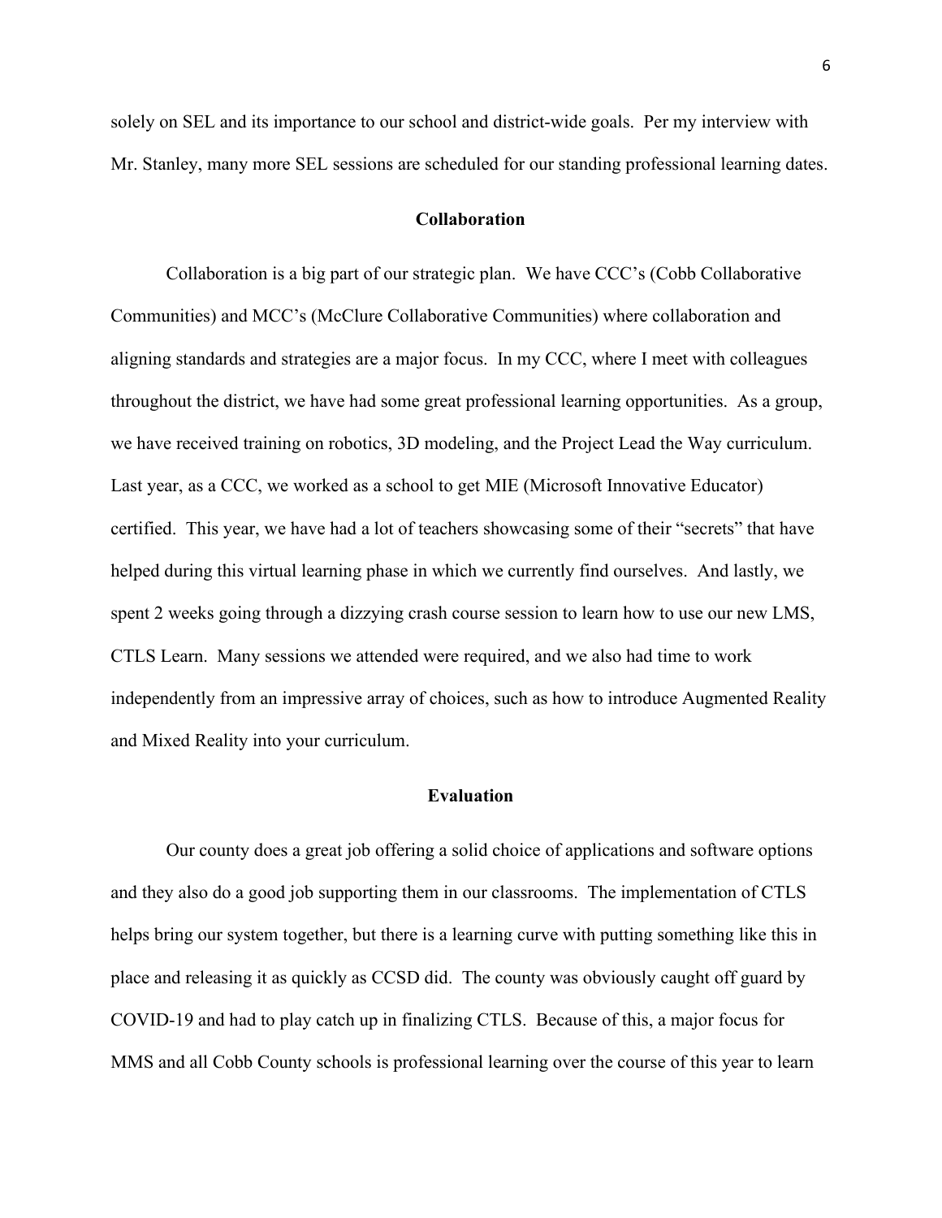solely on SEL and its importance to our school and district-wide goals. Per my interview with Mr. Stanley, many more SEL sessions are scheduled for our standing professional learning dates.

## Collaboration

Collaboration is a big part of our strategic plan. We have CCC's (Cobb Collaborative Communities) and MCC's (McClure Collaborative Communities) where collaboration and aligning standards and strategies are a major focus. In my CCC, where I meet with colleagues throughout the district, we have had some great professional learning opportunities. As a group, we have received training on robotics, 3D modeling, and the Project Lead the Way curriculum. Last year, as a CCC, we worked as a school to get MIE (Microsoft Innovative Educator) certified. This year, we have had a lot of teachers showcasing some of their "secrets" that have helped during this virtual learning phase in which we currently find ourselves. And lastly, we spent 2 weeks going through a dizzying crash course session to learn how to use our new LMS, CTLS Learn. Many sessions we attended were required, and we also had time to work independently from an impressive array of choices, such as how to introduce Augmented Reality and Mixed Reality into your curriculum.

## Evaluation

Our county does a great job offering a solid choice of applications and software options and they also do a good job supporting them in our classrooms. The implementation of CTLS helps bring our system together, but there is a learning curve with putting something like this in place and releasing it as quickly as CCSD did. The county was obviously caught off guard by COVID-19 and had to play catch up in finalizing CTLS. Because of this, a major focus for MMS and all Cobb County schools is professional learning over the course of this year to learn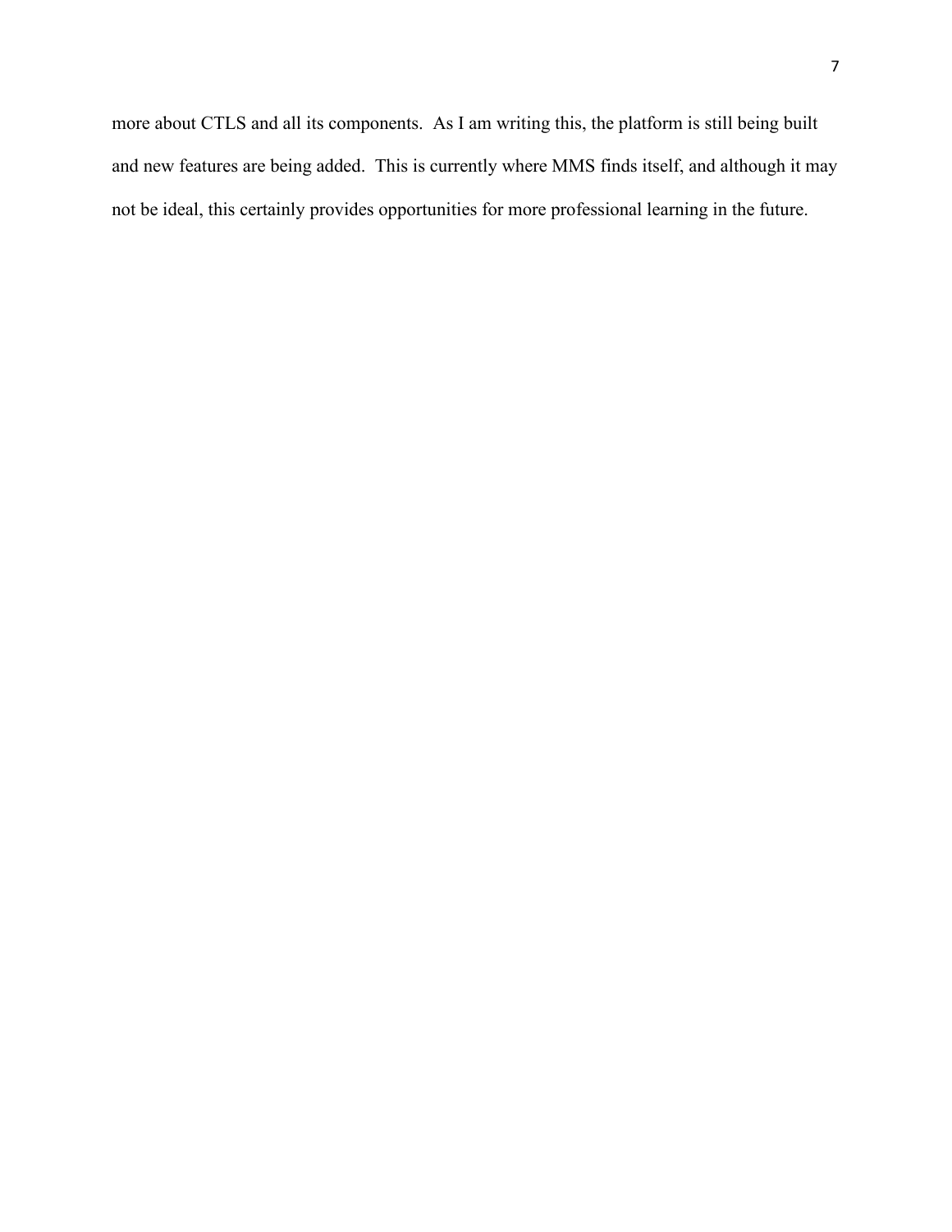more about CTLS and all its components.  As I am writing this, the platform is still being built and new features are being added.  This is currently where MMS finds itself, and although it may not be ideal, this certainly provides opportunities for more professional learning in the future.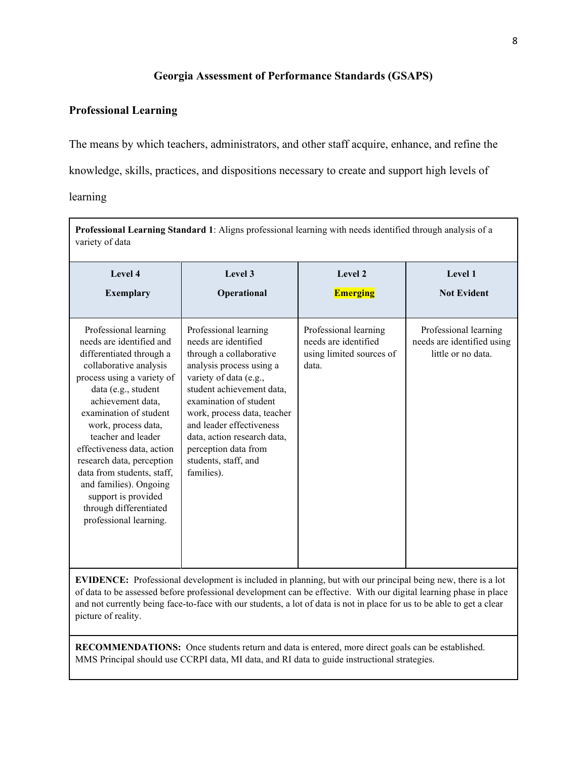## Georgia Assessment of Performance Standards (GSAPS)

### Professional Learning

The means by which teachers, administrators, and other staff acquire, enhance, and refine the knowledge, skills, practices, and dispositions necessary to create and support high levels of learning

| **Professional Learning Standard 1**: Aligns professional learning with needs identified through analysis of a variety of data | | | |
|---|---|---|---|
| **Level 4**<br>**Exemplary** | **Level 3**<br>**Operational** | **Level 2**<br>**Emerging** | **Level 1**<br>**Not Evident** |
| Professional learning needs are identified and differentiated through a collaborative analysis process using a variety of data (e.g., student achievement data, examination of student work, process data, teacher and leader effectiveness data, action research data, perception data from students, staff, and families). Ongoing support is provided through differentiated professional learning. | Professional learning needs are identified through a collaborative analysis process using a variety of data (e.g., student achievement data, examination of student work, process data, teacher and leader effectiveness data, action research data, perception data from students, staff, and families). | Professional learning needs are identified using limited sources of data. | Professional learning needs are identified using little or no data. |
| **EVIDENCE:** Professional development is included in planning, but with our principal being new, there is a lot of data to be assessed before professional development can be effective. With our digital learning phase in place and not currently being face-to-face with our students, a lot of data is not in place for us to be able to get a clear picture of reality. | | | |
| **RECOMMENDATIONS:** Once students return and data is entered, more direct goals can be established. MMS Principal should use CCRPI data, MI data, and RI data to guide instructional strategies. | | | |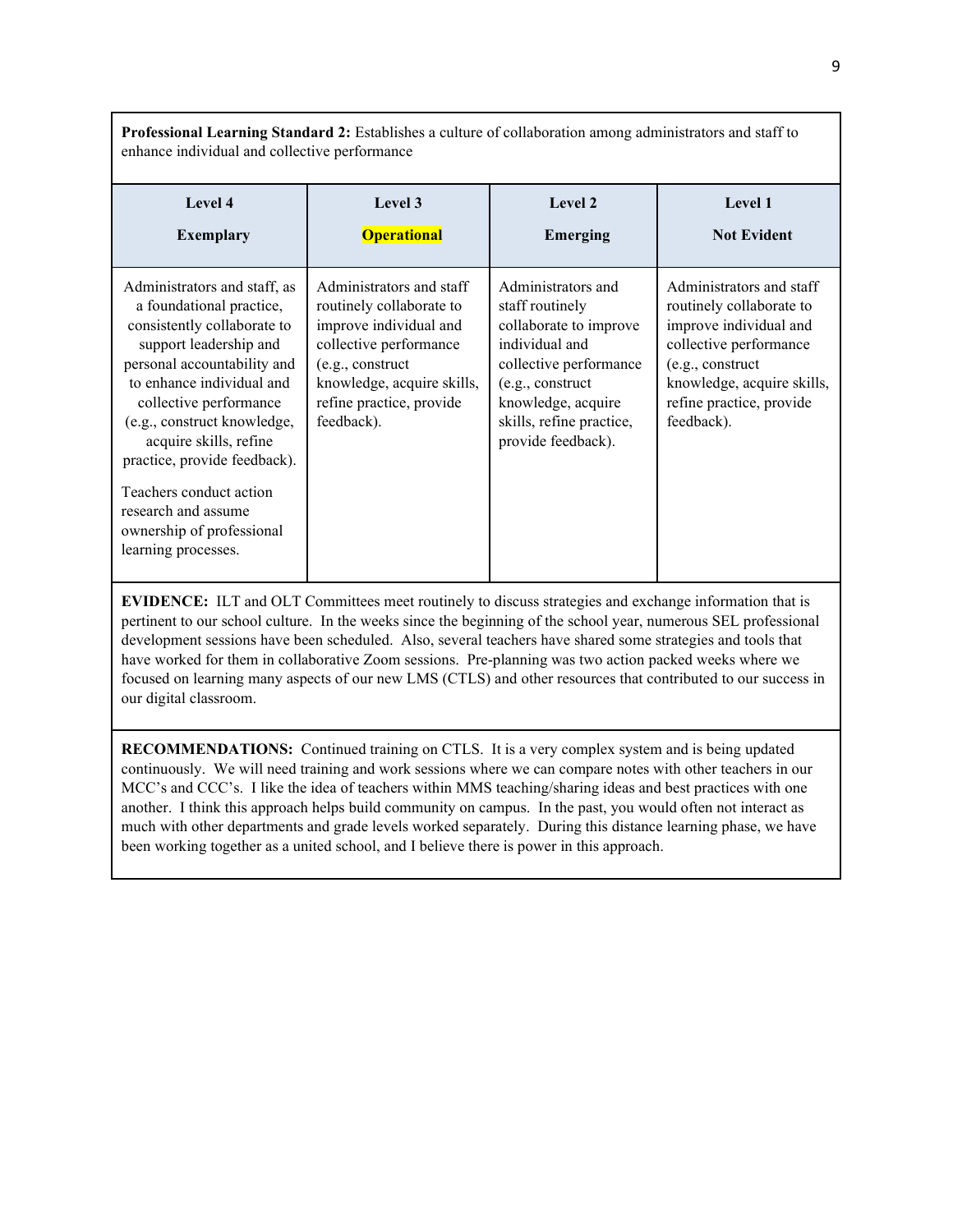**Professional Learning Standard 2:** Establishes a culture of collaboration among administrators and staff to enhance individual and collective performance

| Level 4<br>Exemplary | Level 3<br>**Operational** | Level 2<br>Emerging | Level 1<br>Not Evident |
|---|---|---|---|
| Administrators and staff, as a foundational practice, consistently collaborate to support leadership and personal accountability and to enhance individual and collective performance (e.g., construct knowledge, acquire skills, refine practice, provide feedback).<br><br>Teachers conduct action research and assume ownership of professional learning processes. | Administrators and staff routinely collaborate to improve individual and collective performance (e.g., construct knowledge, acquire skills, refine practice, provide feedback). | Administrators and staff routinely collaborate to improve individual and collective performance (e.g., construct knowledge, acquire skills, refine practice, provide feedback). | Administrators and staff routinely collaborate to improve individual and collective performance (e.g., construct knowledge, acquire skills, refine practice, provide feedback). |

**EVIDENCE:** ILT and OLT Committees meet routinely to discuss strategies and exchange information that is pertinent to our school culture. In the weeks since the beginning of the school year, numerous SEL professional development sessions have been scheduled. Also, several teachers have shared some strategies and tools that have worked for them in collaborative Zoom sessions. Pre-planning was two action packed weeks where we focused on learning many aspects of our new LMS (CTLS) and other resources that contributed to our success in our digital classroom.

**RECOMMENDATIONS:** Continued training on CTLS. It is a very complex system and is being updated continuously. We will need training and work sessions where we can compare notes with other teachers in our MCC's and CCC's. I like the idea of teachers within MMS teaching/sharing ideas and best practices with one another. I think this approach helps build community on campus. In the past, you would often not interact as much with other departments and grade levels worked separately. During this distance learning phase, we have been working together as a united school, and I believe there is power in this approach.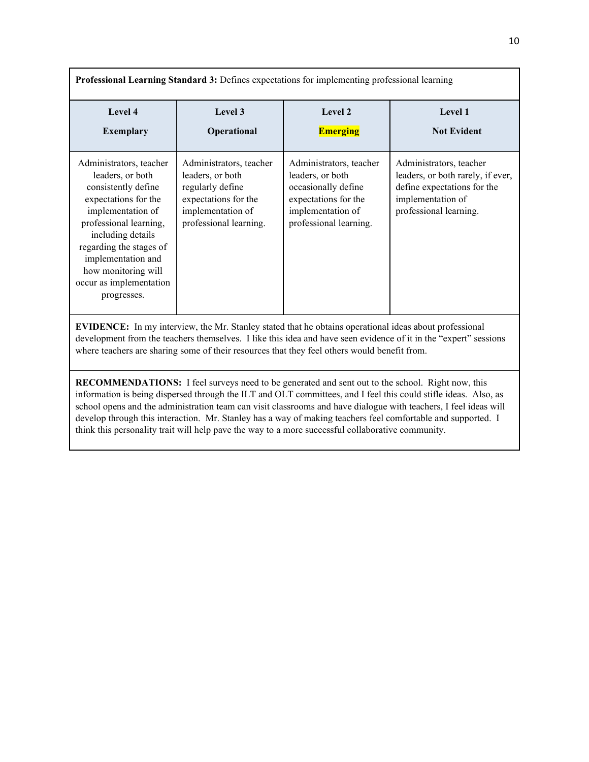**Professional Learning Standard 3:** Defines expectations for implementing professional learning

| Level 4 Exemplary | Level 3 Operational | Level 2 **Emerging** | Level 1 Not Evident |
| --- | --- | --- | --- |
| Administrators, teacher leaders, or both consistently define expectations for the implementation of professional learning, including details regarding the stages of implementation and how monitoring will occur as implementation progresses. | Administrators, teacher leaders, or both regularly define expectations for the implementation of professional learning. | Administrators, teacher leaders, or both occasionally define expectations for the implementation of professional learning. | Administrators, teacher leaders, or both rarely, if ever, define expectations for the implementation of professional learning. |

**EVIDENCE:** In my interview, the Mr. Stanley stated that he obtains operational ideas about professional development from the teachers themselves. I like this idea and have seen evidence of it in the "expert" sessions where teachers are sharing some of their resources that they feel others would benefit from.

**RECOMMENDATIONS:** I feel surveys need to be generated and sent out to the school. Right now, this information is being dispersed through the ILT and OLT committees, and I feel this could stifle ideas. Also, as school opens and the administration team can visit classrooms and have dialogue with teachers, I feel ideas will develop through this interaction. Mr. Stanley has a way of making teachers feel comfortable and supported. I think this personality trait will help pave the way to a more successful collaborative community.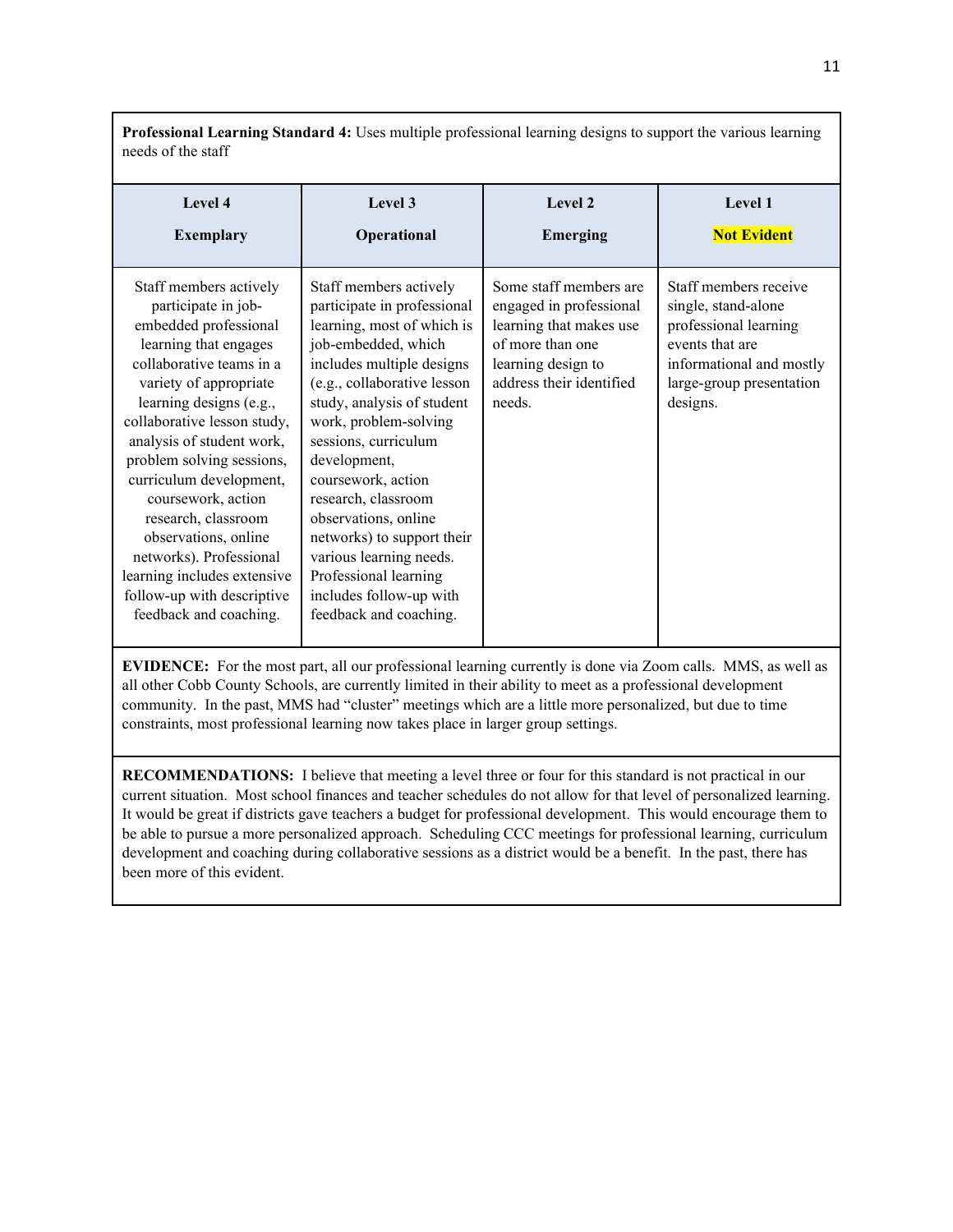**Professional Learning Standard 4:** Uses multiple professional learning designs to support the various learning needs of the staff

| Level 4<br>Exemplary | Level 3<br>Operational | Level 2<br>Emerging | Level 1<br>**Not Evident** |
|---|---|---|---|
| Staff members actively participate in job-embedded professional learning that engages collaborative teams in a variety of appropriate learning designs (e.g., collaborative lesson study, analysis of student work, problem solving sessions, curriculum development, coursework, action research, classroom observations, online networks). Professional learning includes extensive follow-up with descriptive feedback and coaching. | Staff members actively participate in professional learning, most of which is job-embedded, which includes multiple designs (e.g., collaborative lesson study, analysis of student work, problem-solving sessions, curriculum development, coursework, action research, classroom observations, online networks) to support their various learning needs. Professional learning includes follow-up with feedback and coaching. | Some staff members are engaged in professional learning that makes use of more than one learning design to address their identified needs. | Staff members receive single, stand-alone professional learning events that are informational and mostly large-group presentation designs. |

**EVIDENCE:** For the most part, all our professional learning currently is done via Zoom calls. MMS, as well as all other Cobb County Schools, are currently limited in their ability to meet as a professional development community. In the past, MMS had "cluster" meetings which are a little more personalized, but due to time constraints, most professional learning now takes place in larger group settings.

**RECOMMENDATIONS:** I believe that meeting a level three or four for this standard is not practical in our current situation. Most school finances and teacher schedules do not allow for that level of personalized learning. It would be great if districts gave teachers a budget for professional development. This would encourage them to be able to pursue a more personalized approach. Scheduling CCC meetings for professional learning, curriculum development and coaching during collaborative sessions as a district would be a benefit. In the past, there has been more of this evident.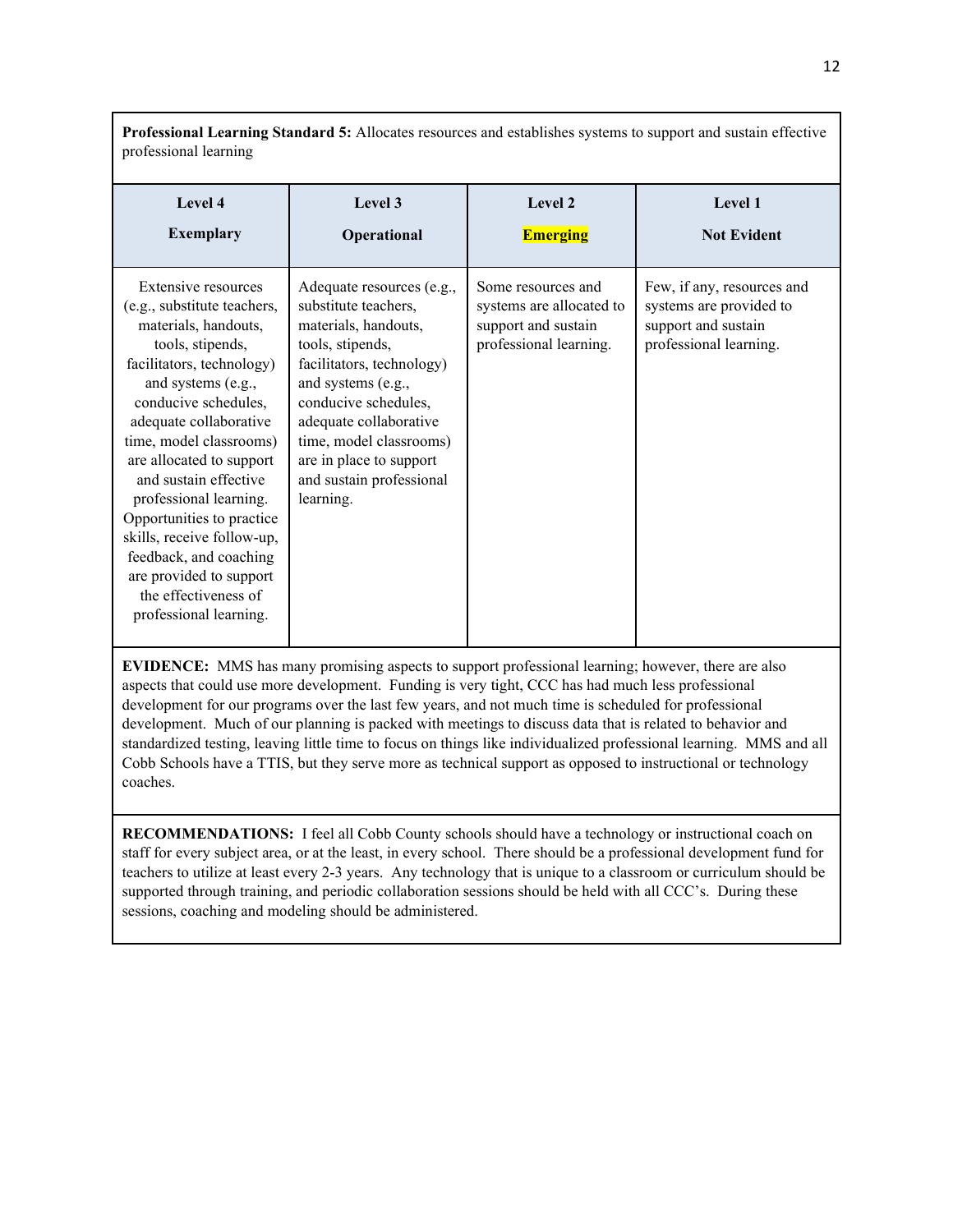**Professional Learning Standard 5:** Allocates resources and establishes systems to support and sustain effective professional learning

| Level 4<br>**Exemplary** | Level 3<br>**Operational** | Level 2<br>**Emerging** | Level 1<br>**Not Evident** |
|---|---|---|---|
| Extensive resources (e.g., substitute teachers, materials, handouts, tools, stipends, facilitators, technology) and systems (e.g., conducive schedules, adequate collaborative time, model classrooms) are allocated to support and sustain effective professional learning. Opportunities to practice skills, receive follow-up, feedback, and coaching are provided to support the effectiveness of professional learning. | Adequate resources (e.g., substitute teachers, materials, handouts, tools, stipends, facilitators, technology) and systems (e.g., conducive schedules, adequate collaborative time, model classrooms) are in place to support and sustain professional learning. | Some resources and systems are allocated to support and sustain professional learning. | Few, if any, resources and systems are provided to support and sustain professional learning. |

**EVIDENCE:** MMS has many promising aspects to support professional learning; however, there are also aspects that could use more development. Funding is very tight, CCC has had much less professional development for our programs over the last few years, and not much time is scheduled for professional development. Much of our planning is packed with meetings to discuss data that is related to behavior and standardized testing, leaving little time to focus on things like individualized professional learning. MMS and all Cobb Schools have a TTIS, but they serve more as technical support as opposed to instructional or technology coaches.

**RECOMMENDATIONS:** I feel all Cobb County schools should have a technology or instructional coach on staff for every subject area, or at the least, in every school. There should be a professional development fund for teachers to utilize at least every 2-3 years. Any technology that is unique to a classroom or curriculum should be supported through training, and periodic collaboration sessions should be held with all CCC's. During these sessions, coaching and modeling should be administered.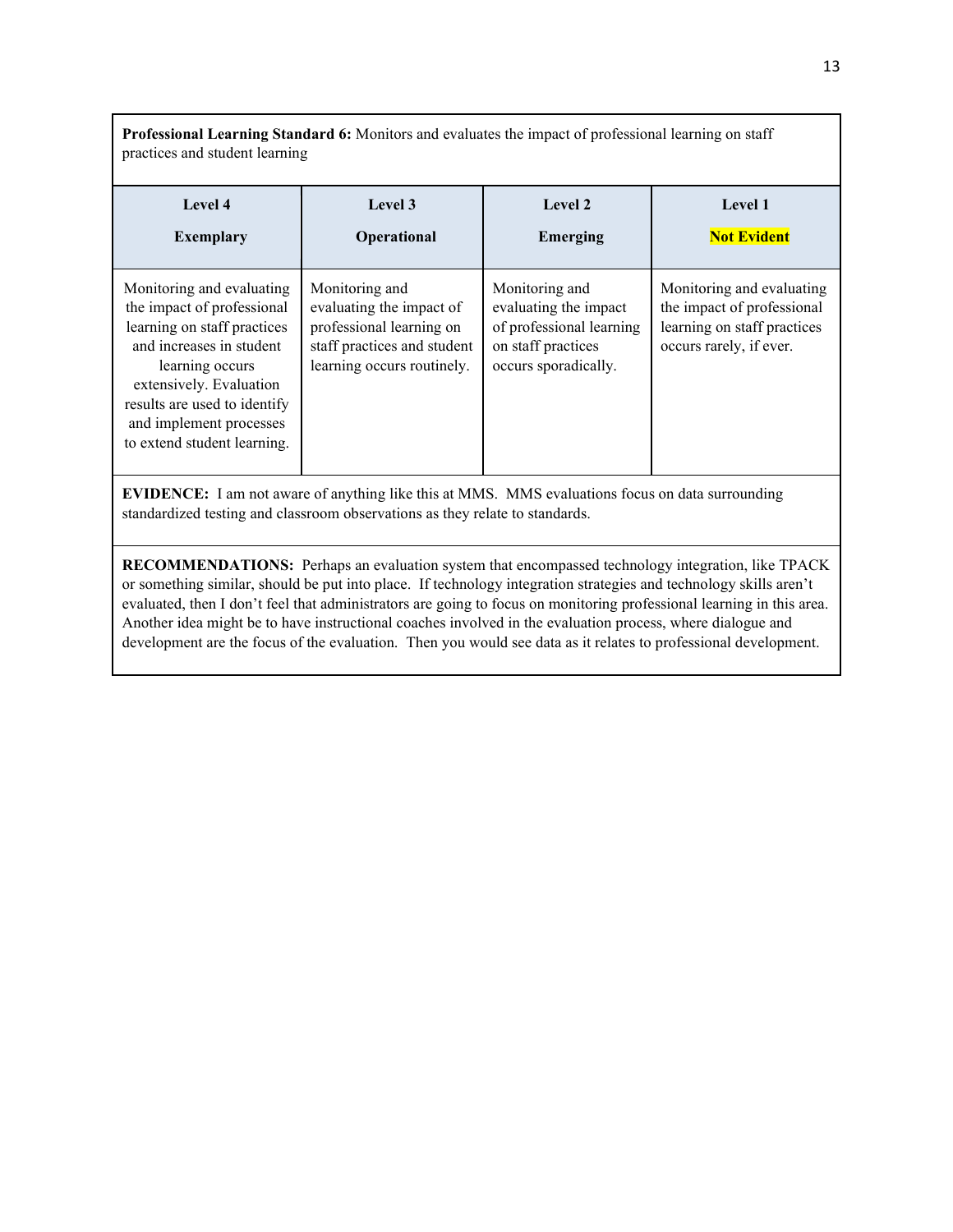**Professional Learning Standard 6:** Monitors and evaluates the impact of professional learning on staff practices and student learning

| Level 4<br><br>**Exemplary** | Level 3<br><br>**Operational** | Level 2<br><br>**Emerging** | Level 1<br><br>**Not Evident** |
|---|---|---|---|
| Monitoring and evaluating the impact of professional learning on staff practices and increases in student learning occurs extensively. Evaluation results are used to identify and implement processes to extend student learning. | Monitoring and evaluating the impact of professional learning on staff practices and student learning occurs routinely. | Monitoring and evaluating the impact of professional learning on staff practices occurs sporadically. | Monitoring and evaluating the impact of professional learning on staff practices occurs rarely, if ever. |

**EVIDENCE:** I am not aware of anything like this at MMS. MMS evaluations focus on data surrounding standardized testing and classroom observations as they relate to standards.

**RECOMMENDATIONS:** Perhaps an evaluation system that encompassed technology integration, like TPACK or something similar, should be put into place. If technology integration strategies and technology skills aren't evaluated, then I don't feel that administrators are going to focus on monitoring professional learning in this area. Another idea might be to have instructional coaches involved in the evaluation process, where dialogue and development are the focus of the evaluation. Then you would see data as it relates to professional development.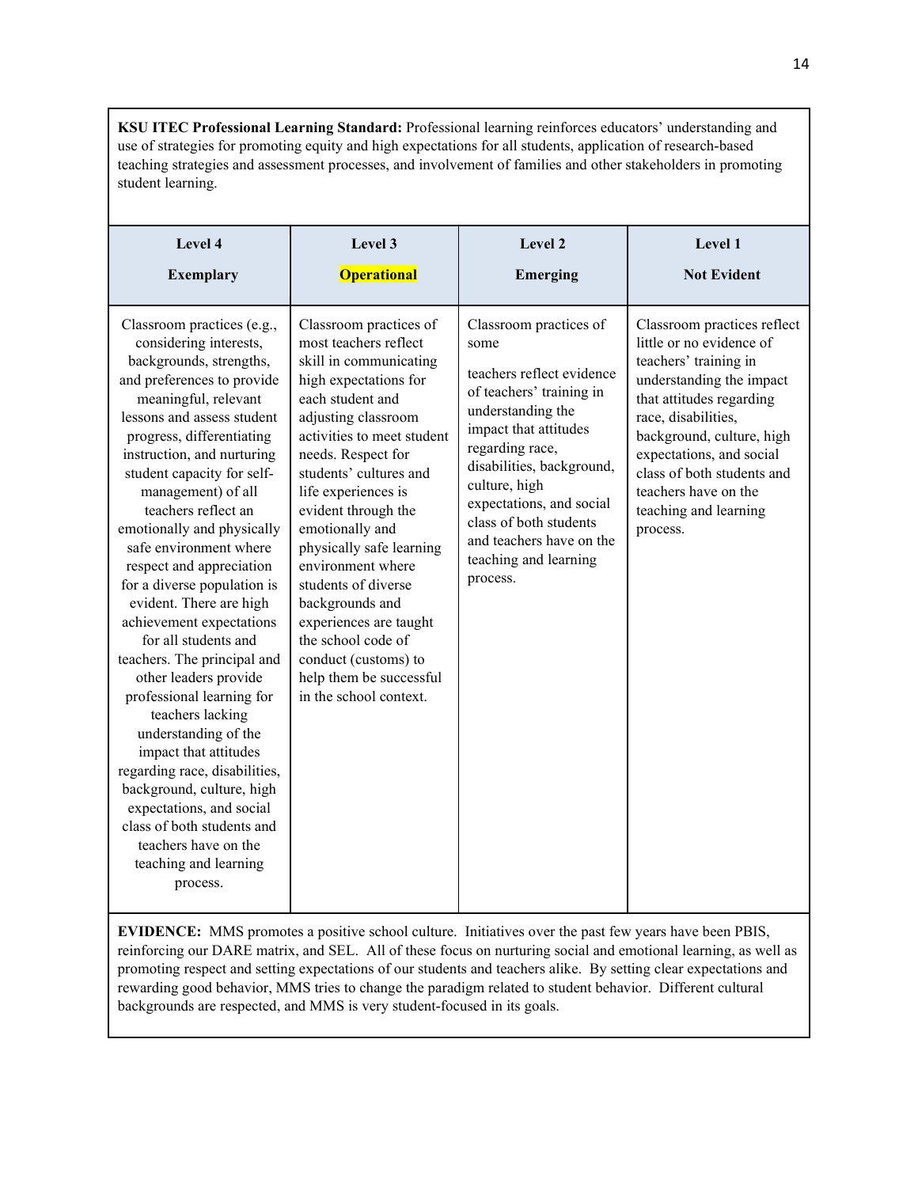**KSU ITEC Professional Learning Standard:** Professional learning reinforces educators' understanding and use of strategies for promoting equity and high expectations for all students, application of research-based teaching strategies and assessment processes, and involvement of families and other stakeholders in promoting student learning.

| Level 4<br><br>Exemplary | Level 3<br><br>**Operational** | Level 2<br><br>Emerging | Level 1<br><br>Not Evident |
|---|---|---|---|
| Classroom practices (e.g., considering interests, backgrounds, strengths, and preferences to provide meaningful, relevant lessons and assess student progress, differentiating instruction, and nurturing student capacity for self-management) of all teachers reflect an emotionally and physically safe environment where respect and appreciation for a diverse population is evident. There are high achievement expectations for all students and teachers. The principal and other leaders provide professional learning for teachers lacking understanding of the impact that attitudes regarding race, disabilities, background, culture, high expectations, and social class of both students and teachers have on the teaching and learning process. | Classroom practices of most teachers reflect skill in communicating high expectations for each student and adjusting classroom activities to meet student needs. Respect for students' cultures and life experiences is evident through the emotionally and physically safe learning environment where students of diverse backgrounds and experiences are taught the school code of conduct (customs) to help them be successful in the school context. | Classroom practices of some<br><br>teachers reflect evidence of teachers' training in understanding the impact that attitudes regarding race, disabilities, background, culture, high expectations, and social class of both students and teachers have on the teaching and learning process. | Classroom practices reflect little or no evidence of teachers' training in understanding the impact that attitudes regarding race, disabilities, background, culture, high expectations, and social class of both students and teachers have on the teaching and learning process. |

**EVIDENCE:** MMS promotes a positive school culture. Initiatives over the past few years have been PBIS, reinforcing our DARE matrix, and SEL. All of these focus on nurturing social and emotional learning, as well as promoting respect and setting expectations of our students and teachers alike. By setting clear expectations and rewarding good behavior, MMS tries to change the paradigm related to student behavior. Different cultural backgrounds are respected, and MMS is very student-focused in its goals.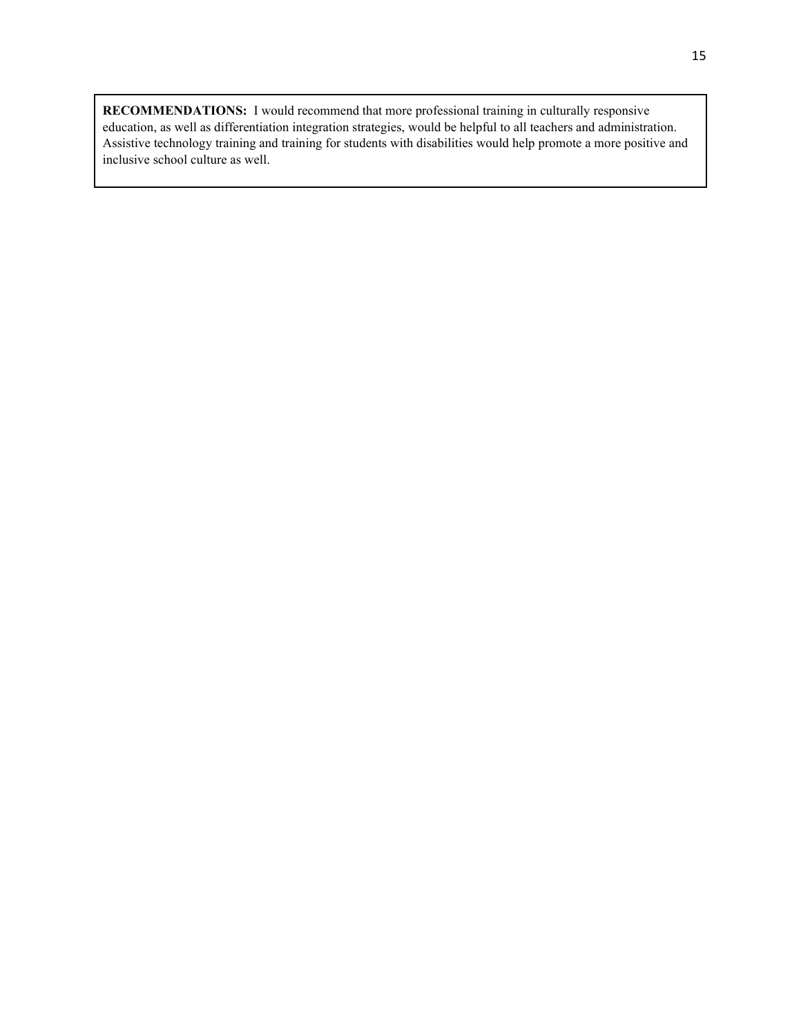**RECOMMENDATIONS:** I would recommend that more professional training in culturally responsive education, as well as differentiation integration strategies, would be helpful to all teachers and administration. Assistive technology training and training for students with disabilities would help promote a more positive and inclusive school culture as well.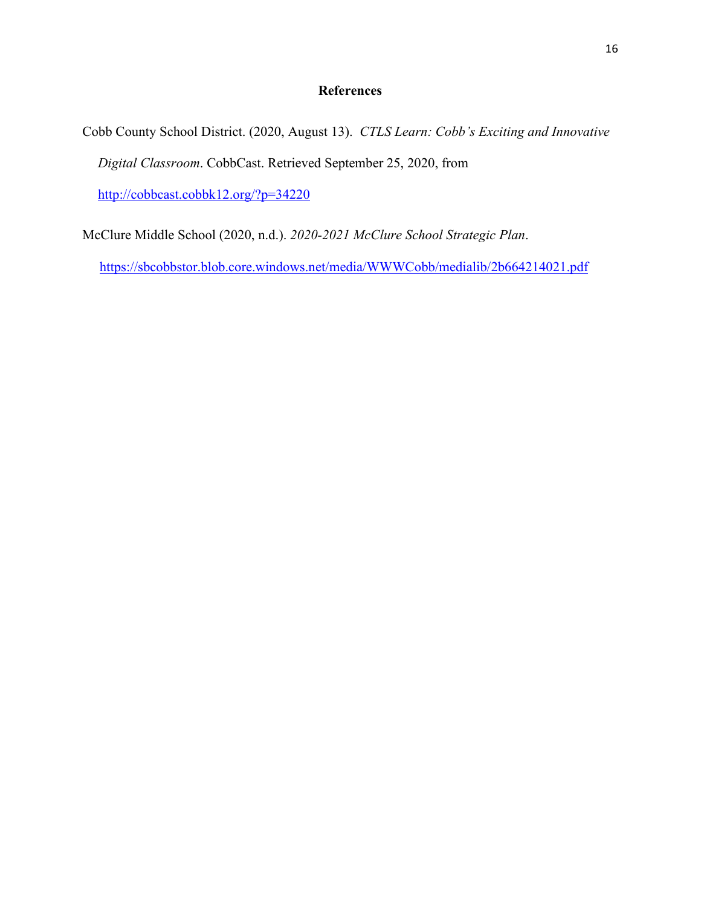## References

Cobb County School District. (2020, August 13). *CTLS Learn: Cobb's Exciting and Innovative Digital Classroom*. CobbCast. Retrieved September 25, 2020, from http://cobbcast.cobbk12.org/?p=34220

McClure Middle School (2020, n.d.). *2020-2021 McClure School Strategic Plan*. https://sbcobbstor.blob.core.windows.net/media/WWWCobb/medialib/2b664214021.pdf